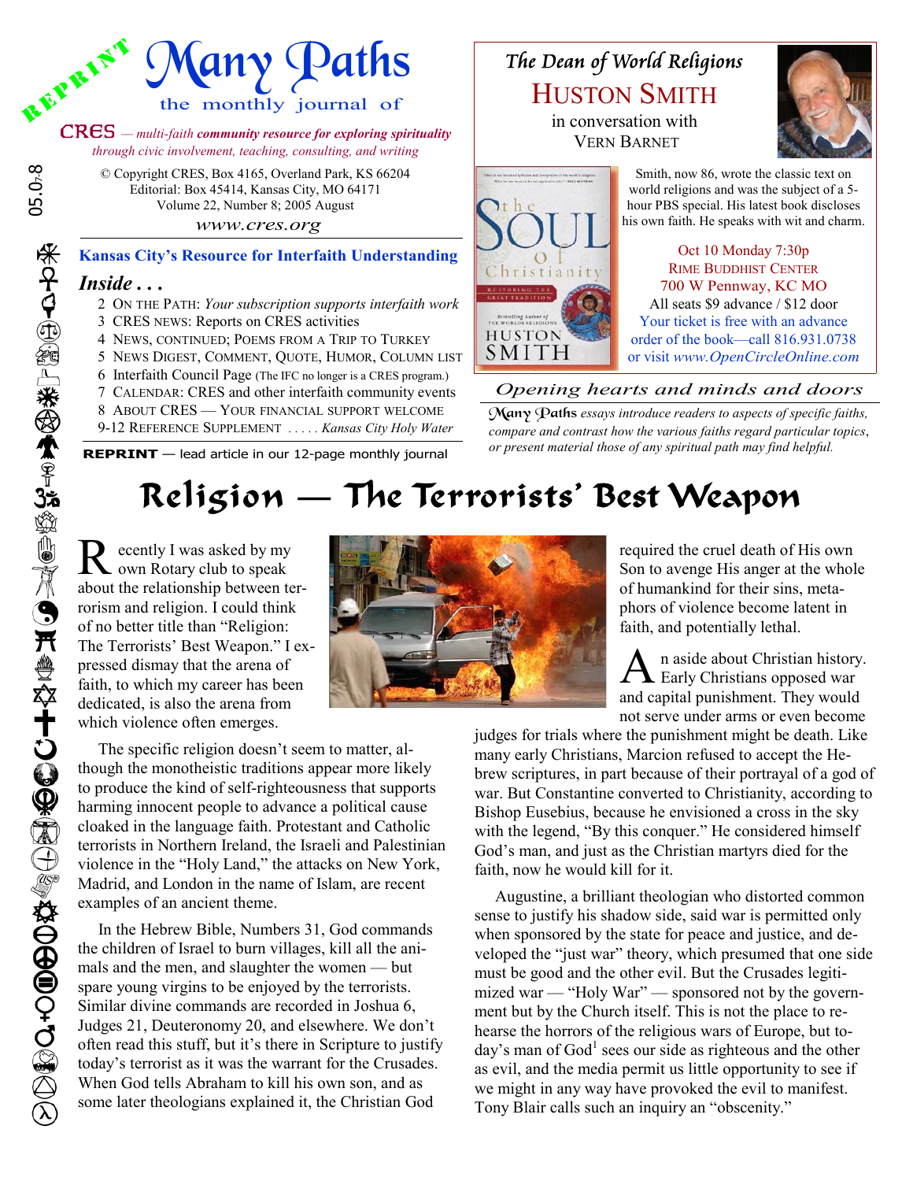REPRINT

# Many Paths

the monthly journal of

CRES — *multi-faith* ***community resource for exploring spirituality*** *through civic involvement, teaching, consulting, and writing*

© Copyright CRES, Box 4165, Overland Park, KS 66204
Editorial: Box 45414, Kansas City, MO 64171
Volume 22, Number 8; 2005 August

*www.cres.org*

05.0-8

**Kansas City's Resource for Interfaith Understanding**

***Inside . . .***

2 On the Path: *Your subscription supports interfaith work*
3 CRES news: Reports on CRES activities
4 News, continued; Poems from a Trip to Turkey
5 News Digest, Comment, Quote, Humor, Column list
6 Interfaith Council Page (The IFC no longer is a CRES program.)
7 Calendar: CRES and other interfaith community events
8 About CRES — Your financial support welcome
9-12 Reference Supplement . . . . . *Kansas City Holy Water*

**REPRINT** — lead article in our 12-page monthly journal

*The Dean of World Religions*

**HUSTON SMITH**

in conversation with
VERN BARNET

Smith, now 86, wrote the classic text on world religions and was the subject of a 5-hour PBS special. His latest book discloses his own faith. He speaks with wit and charm.

Oct 10 Monday 7:30p
Rime Buddhist Center
700 W Pennway, KC MO
All seats $9 advance / $12 door
Your ticket is free with an advance order of the book—call 816.931.0738 or visit *www.OpenCircleOnline.com*

*Opening hearts and minds and doors*

*Many Paths essays introduce readers to aspects of specific faiths, compare and contrast how the various faiths regard particular topics, or present material those of any spiritual path may find helpful.*

# Religion — The Terrorists' Best Weapon

Recently I was asked by my own Rotary club to speak about the relationship between terrorism and religion. I could think of no better title than "Religion: The Terrorists' Best Weapon." I expressed dismay that the arena of faith, to which my career has been dedicated, is also the arena from which violence often emerges.

The specific religion doesn't seem to matter, although the monotheistic traditions appear more likely to produce the kind of self-righteousness that supports harming innocent people to advance a political cause cloaked in the language faith. Protestant and Catholic terrorists in Northern Ireland, the Israeli and Palestinian violence in the "Holy Land," the attacks on New York, Madrid, and London in the name of Islam, are recent examples of an ancient theme.

In the Hebrew Bible, Numbers 31, God commands the children of Israel to burn villages, kill all the animals and the men, and slaughter the women — but spare young virgins to be enjoyed by the terrorists. Similar divine commands are recorded in Joshua 6, Judges 21, Deuteronomy 20, and elsewhere. We don't often read this stuff, but it's there in Scripture to justify today's terrorist as it was the warrant for the Crusades. When God tells Abraham to kill his own son, and as some later theologians explained it, the Christian God required the cruel death of His own Son to avenge His anger at the whole of humankind for their sins, metaphors of violence become latent in faith, and potentially lethal.

An aside about Christian history. Early Christians opposed war and capital punishment. They would not serve under arms or even become judges for trials where the punishment might be death. Like many early Christians, Marcion refused to accept the Hebrew scriptures, in part because of their portrayal of a god of war. But Constantine converted to Christianity, according to Bishop Eusebius, because he envisioned a cross in the sky with the legend, "By this conquer." He considered himself God's man, and just as the Christian martyrs died for the faith, now he would kill for it.

Augustine, a brilliant theologian who distorted common sense to justify his shadow side, said war is permitted only when sponsored by the state for peace and justice, and developed the "just war" theory, which presumed that one side must be good and the other evil. But the Crusades legitimized war — "Holy War" — sponsored not by the government but by the Church itself. This is not the place to rehearse the horrors of the religious wars of Europe, but today's man of God[1] sees our side as righteous and the other as evil, and the media permit us little opportunity to see if we might in any way have provoked the evil to manifest. Tony Blair calls such an inquiry an "obscenity."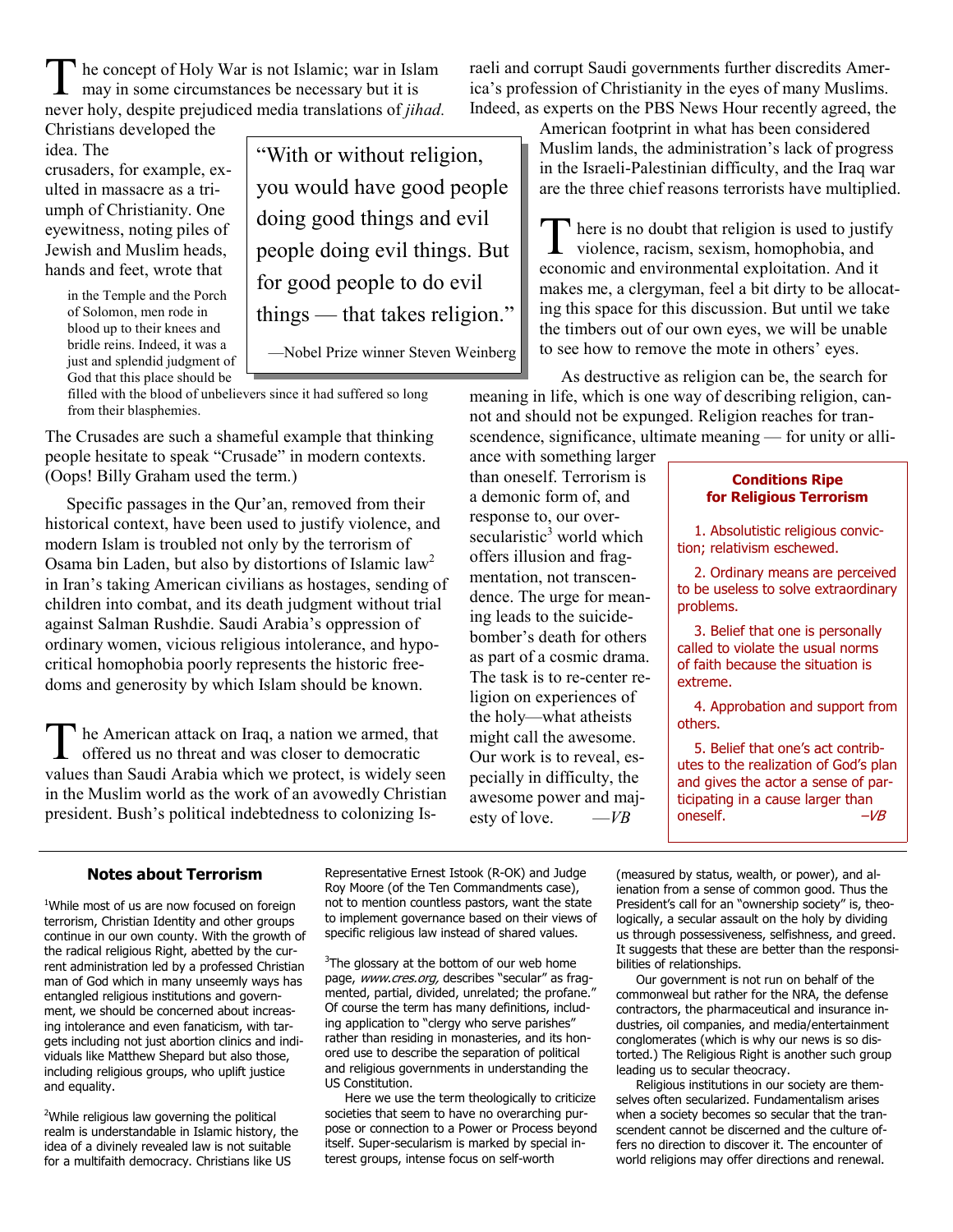The concept of Holy War is not Islamic; war in Islam may in some circumstances be necessary but it is never holy, despite prejudiced media translations of *jihad.* Christians developed the idea. The crusaders, for example, exulted in massacre as a triumph of Christianity. One eyewitness, noting piles of Jewish and Muslim heads, hands and feet, wrote that

> in the Temple and the Porch of Solomon, men rode in blood up to their knees and bridle reins. Indeed, it was a just and splendid judgment of God that this place should be filled with the blood of unbelievers since it had suffered so long from their blasphemies.

The Crusades are such a shameful example that thinking people hesitate to speak "Crusade" in modern contexts. (Oops! Billy Graham used the term.)

> "With or without religion, you would have good people doing good things and evil people doing evil things. But for good people to do evil things — that takes religion."
>
> —Nobel Prize winner Steven Weinberg

Specific passages in the Qur'an, removed from their historical context, have been used to justify violence, and modern Islam is troubled not only by the terrorism of Osama bin Laden, but also by distortions of Islamic law[2] in Iran's taking American civilians as hostages, sending of children into combat, and its death judgment without trial against Salman Rushdie. Saudi Arabia's oppression of ordinary women, vicious religious intolerance, and hypocritical homophobia poorly represents the historic freedoms and generosity by which Islam should be known.

The American attack on Iraq, a nation we armed, that offered us no threat and was closer to democratic values than Saudi Arabia which we protect, is widely seen in the Muslim world as the work of an avowedly Christian president. Bush's political indebtedness to colonizing Israeli and corrupt Saudi governments further discredits America's profession of Christianity in the eyes of many Muslims. Indeed, as experts on the PBS News Hour recently agreed, the American footprint in what has been considered Muslim lands, the administration's lack of progress in the Israeli-Palestinian difficulty, and the Iraq war are the three chief reasons terrorists have multiplied.

There is no doubt that religion is used to justify violence, racism, sexism, homophobia, and economic and environmental exploitation. And it makes me, a clergyman, feel a bit dirty to be allocating this space for this discussion. But until we take the timbers out of our own eyes, we will be unable to see how to remove the mote in others' eyes.

As destructive as religion can be, the search for meaning in life, which is one way of describing religion, cannot and should not be expunged. Religion reaches for transcendence, significance, ultimate meaning — for unity or alliance with something larger than oneself. Terrorism is a demonic form of, and response to, our over-secularistic[3] world which offers illusion and fragmentation, not transcendence. The urge for meaning leads to the suicide-bomber's death for others as part of a cosmic drama. The task is to re-center religion on experiences of the holy—what atheists might call the awesome. Our work is to reveal, especially in difficulty, the awesome power and majesty of love. —*VB*

**Conditions Ripe for Religious Terrorism**

1. Absolutistic religious conviction; relativism eschewed.
2. Ordinary means are perceived to be useless to solve extraordinary problems.
3. Belief that one is personally called to violate the usual norms of faith because the situation is extreme.
4. Approbation and support from others.
5. Belief that one's act contributes to the realization of God's plan and gives the actor a sense of participating in a cause larger than oneself. –*VB*

## Notes about Terrorism

[1]While most of us are now focused on foreign terrorism, Christian Identity and other groups continue in our own county. With the growth of the radical religious Right, abetted by the current administration led by a professed Christian man of God which in many unseemly ways has entangled religious institutions and government, we should be concerned about increasing intolerance and even fanaticism, with targets including not just abortion clinics and individuals like Matthew Shepard but also those, including religious groups, who uplift justice and equality.

[2]While religious law governing the political realm is understandable in Islamic history, the idea of a divinely revealed law is not suitable for a multifaith democracy. Christians like US Representative Ernest Istook (R-OK) and Judge Roy Moore (of the Ten Commandments case), not to mention countless pastors, want the state to implement governance based on their views of specific religious law instead of shared values.

[3]The glossary at the bottom of our web home page, *www.cres.org,* describes "secular" as fragmented, partial, divided, unrelated; the profane." Of course the term has many definitions, including application to "clergy who serve parishes" rather than residing in monasteries, and its honored use to describe the separation of political and religious governments in understanding the US Constitution.

Here we use the term theologically to criticize societies that seem to have no overarching purpose or connection to a Power or Process beyond itself. Super-secularism is marked by special interest groups, intense focus on self-worth (measured by status, wealth, or power), and alienation from a sense of common good. Thus the President's call for an "ownership society" is, theologically, a secular assault on the holy by dividing us through possessiveness, selfishness, and greed. It suggests that these are better than the responsibilities of relationships.

Our government is not run on behalf of the commonweal but rather for the NRA, the defense contractors, the pharmaceutical and insurance industries, oil companies, and media/entertainment conglomerates (which is why our news is so distorted.) The Religious Right is another such group leading us to secular theocracy.

Religious institutions in our society are themselves often secularized. Fundamentalism arises when a society becomes so secular that the transcendent cannot be discerned and the culture offers no direction to discover it. The encounter of world religions may offer directions and renewal.